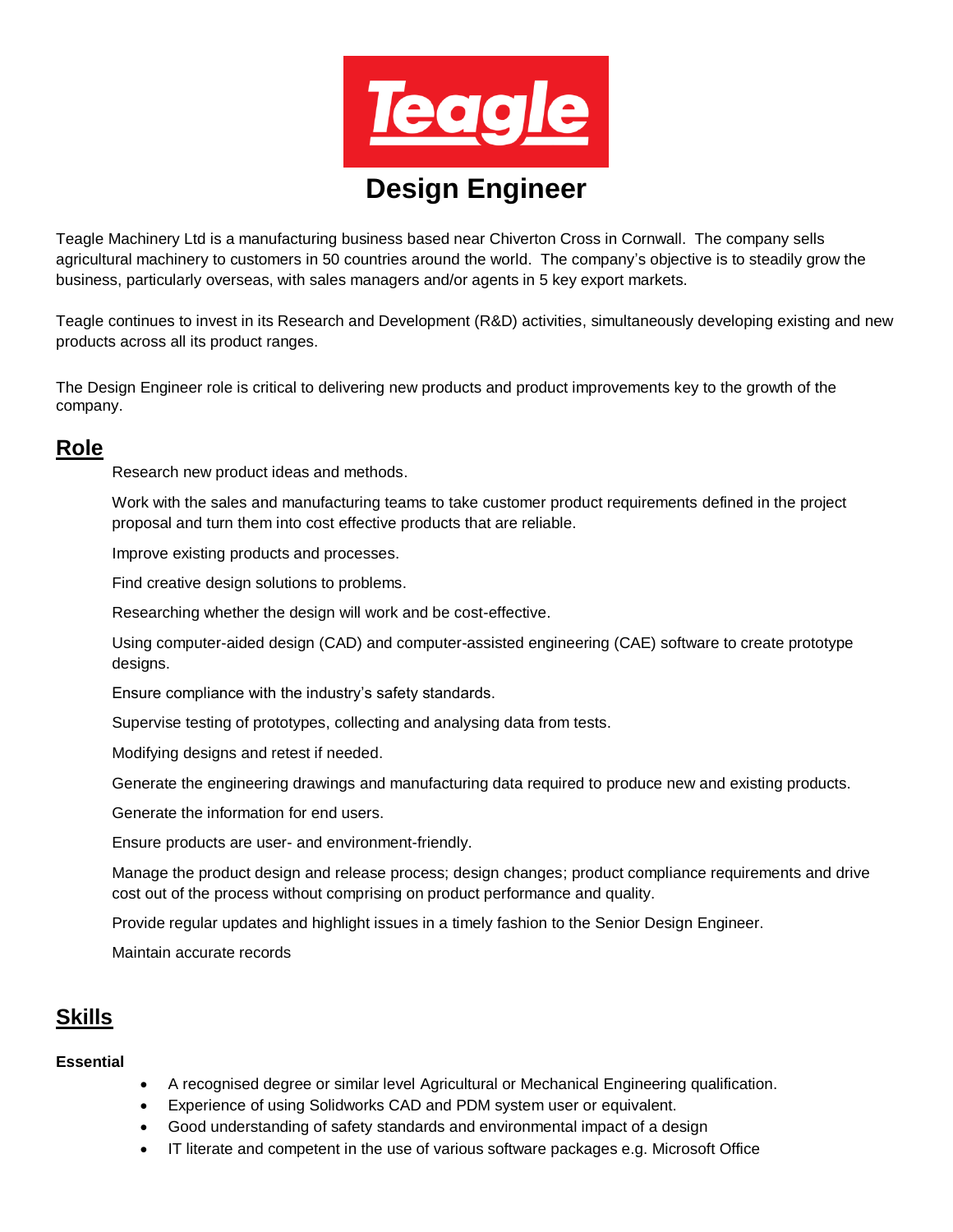Teagle

# Design Engineer

Teagle Machinery Ltd is a manufacturing business based near Chiverton Cross in Cornwall. The company sells agricultural machinery to customers in 50 countries around the world. The company's objective is to steadily grow the business, particularly overseas, with sales managers and/or agents in 5 key export markets.

Teagle continues to invest in its Research and Development (R&D) activities, simultaneously developing existing and new products across all its product ranges.

The Design Engineer role is critical to delivering new products and product improvements key to the growth of the company.

## Role

Research new product ideas and methods.

Work with the sales and manufacturing teams to take customer product requirements defined in the project proposal and turn them into cost effective products that are reliable.

Improve existing products and processes.

Find creative design solutions to problems.

Researching whether the design will work and be cost-effective.

Using computer-aided design (CAD) and computer-assisted engineering (CAE) software to create prototype designs.

Ensure compliance with the industry's safety standards.

Supervise testing of prototypes, collecting and analysing data from tests.

Modifying designs and retest if needed.

Generate the engineering drawings and manufacturing data required to produce new and existing products.

Generate the information for end users.

Ensure products are user- and environment-friendly.

Manage the product design and release process; design changes; product compliance requirements and drive cost out of the process without comprising on product performance and quality.

Provide regular updates and highlight issues in a timely fashion to the Senior Design Engineer.

Maintain accurate records

## Skills

**Essential**

- A recognised degree or similar level Agricultural or Mechanical Engineering qualification.
- Experience of using Solidworks CAD and PDM system user or equivalent.
- Good understanding of safety standards and environmental impact of a design
- IT literate and competent in the use of various software packages e.g. Microsoft Office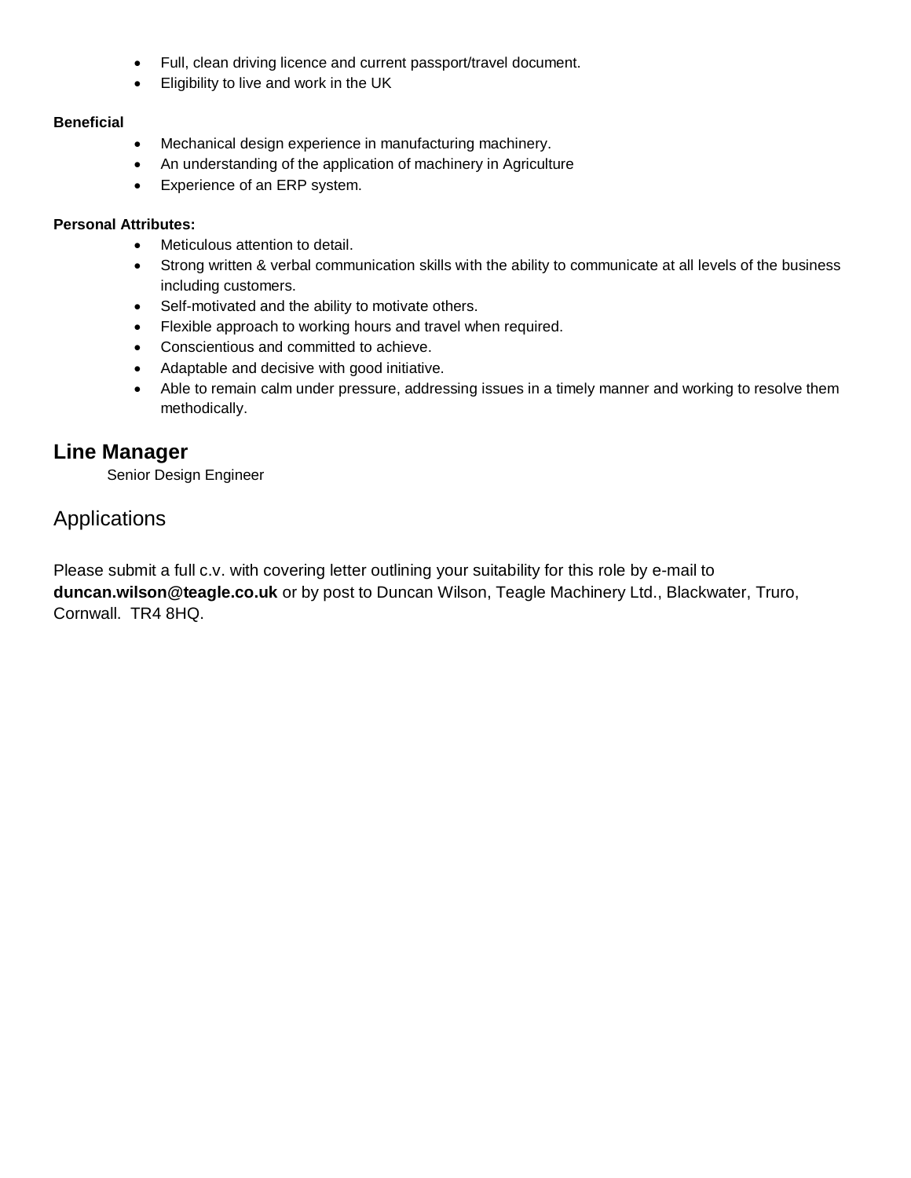- Full, clean driving licence and current passport/travel document.
- Eligibility to live and work in the UK

**Beneficial**

- Mechanical design experience in manufacturing machinery.
- An understanding of the application of machinery in Agriculture
- Experience of an ERP system.

**Personal Attributes:**

- Meticulous attention to detail.
- Strong written & verbal communication skills with the ability to communicate at all levels of the business including customers.
- Self-motivated and the ability to motivate others.
- Flexible approach to working hours and travel when required.
- Conscientious and committed to achieve.
- Adaptable and decisive with good initiative.
- Able to remain calm under pressure, addressing issues in a timely manner and working to resolve them methodically.

## Line Manager

Senior Design Engineer

## Applications

Please submit a full c.v. with covering letter outlining your suitability for this role by e-mail to **duncan.wilson@teagle.co.uk** or by post to Duncan Wilson, Teagle Machinery Ltd., Blackwater, Truro, Cornwall. TR4 8HQ.